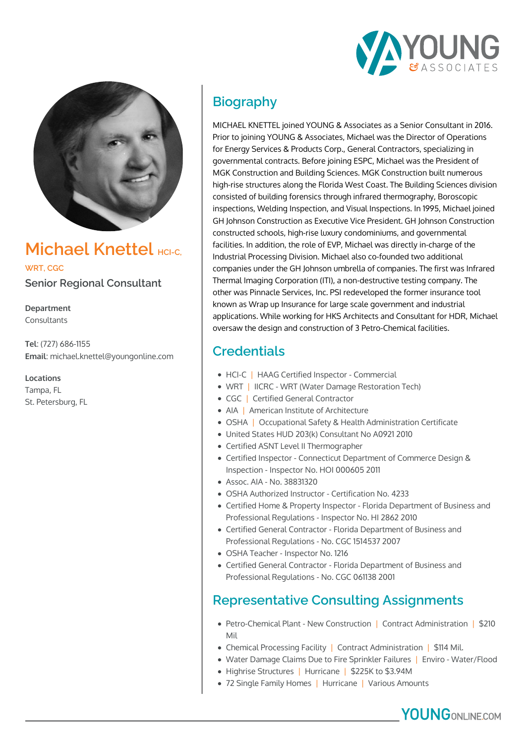# Michael Knettel HCI-C, WRT, CGC

## Senior Regional Consultant

**Department**
Consultants

**Tel**: (727) 686-1155
**Email**: michael.knettel@youngonline.com

**Locations**
Tampa, FL
St. Petersburg, FL

## Biography

MICHAEL KNETTEL joined YOUNG & Associates as a Senior Consultant in 2016. Prior to joining YOUNG & Associates, Michael was the Director of Operations for Energy Services & Products Corp., General Contractors, specializing in governmental contracts. Before joining ESPC, Michael was the President of MGK Construction and Building Sciences. MGK Construction built numerous high-rise structures along the Florida West Coast. The Building Sciences division consisted of building forensics through infrared thermography, Boroscopic inspections, Welding Inspection, and Visual Inspections. In 1995, Michael joined GH Johnson Construction as Executive Vice President. GH Johnson Construction constructed schools, high-rise luxury condominiums, and governmental facilities. In addition, the role of EVP, Michael was directly in-charge of the Industrial Processing Division. Michael also co-founded two additional companies under the GH Johnson umbrella of companies. The first was Infrared Thermal Imaging Corporation (ITI), a non-destructive testing company. The other was Pinnacle Services, Inc. PSI redeveloped the former insurance tool known as Wrap up Insurance for large scale government and industrial applications. While working for HKS Architects and Consultant for HDR, Michael oversaw the design and construction of 3 Petro-Chemical facilities.

## Credentials

- HCI-C | HAAG Certified Inspector - Commercial
- WRT | IICRC - WRT (Water Damage Restoration Tech)
- CGC | Certified General Contractor
- AIA | American Institute of Architecture
- OSHA | Occupational Safety & Health Administration Certificate
- United States HUD 203(k) Consultant No A0921 2010
- Certified ASNT Level II Thermographer
- Certified Inspector - Connecticut Department of Commerce Design & Inspection - Inspector No. HOI 000605 2011
- Assoc. AIA - No. 38831320
- OSHA Authorized Instructor - Certification No. 4233
- Certified Home & Property Inspector - Florida Department of Business and Professional Regulations - Inspector No. HI 2862 2010
- Certified General Contractor - Florida Department of Business and Professional Regulations - No. CGC 1514537 2007
- OSHA Teacher - Inspector No. 1216
- Certified General Contractor - Florida Department of Business and Professional Regulations - No. CGC 061138 2001

## Representative Consulting Assignments

- Petro-Chemical Plant - New Construction | Contract Administration | $210 Mil
- Chemical Processing Facility | Contract Administration | $114 Mil.
- Water Damage Claims Due to Fire Sprinkler Failures | Enviro - Water/Flood
- Highrise Structures | Hurricane | $225K to $3.94M
- 72 Single Family Homes | Hurricane | Various Amounts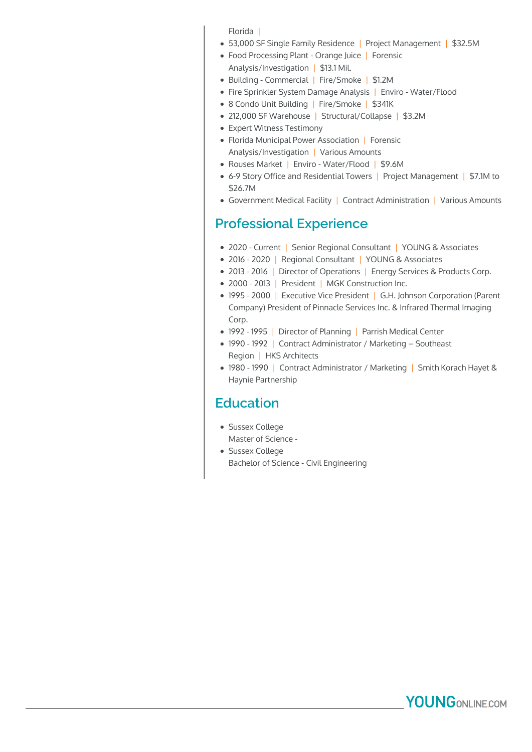Florida |

- 53,000 SF Single Family Residence | Project Management | $32.5M
- Food Processing Plant - Orange Juice | Forensic Analysis/Investigation | $13.1 Mil.
- Building - Commercial | Fire/Smoke | $1.2M
- Fire Sprinkler System Damage Analysis | Enviro - Water/Flood
- 8 Condo Unit Building | Fire/Smoke | $341K
- 212,000 SF Warehouse | Structural/Collapse | $3.2M
- Expert Witness Testimony
- Florida Municipal Power Association | Forensic Analysis/Investigation | Various Amounts
- Rouses Market | Enviro - Water/Flood | $9.6M
- 6-9 Story Office and Residential Towers | Project Management | $7.1M to $26.7M
- Government Medical Facility | Contract Administration | Various Amounts

## Professional Experience

- 2020 - Current | Senior Regional Consultant | YOUNG & Associates
- 2016 - 2020 | Regional Consultant | YOUNG & Associates
- 2013 - 2016 | Director of Operations | Energy Services & Products Corp.
- 2000 - 2013 | President | MGK Construction Inc.
- 1995 - 2000 | Executive Vice President | G.H. Johnson Corporation (Parent Company) President of Pinnacle Services Inc. & Infrared Thermal Imaging Corp.
- 1992 - 1995 | Director of Planning | Parrish Medical Center
- 1990 - 1992 | Contract Administrator / Marketing – Southeast Region | HKS Architects
- 1980 - 1990 | Contract Administrator / Marketing | Smith Korach Hayet & Haynie Partnership

## Education

- Sussex College
  Master of Science -
- Sussex College
  Bachelor of Science - Civil Engineering